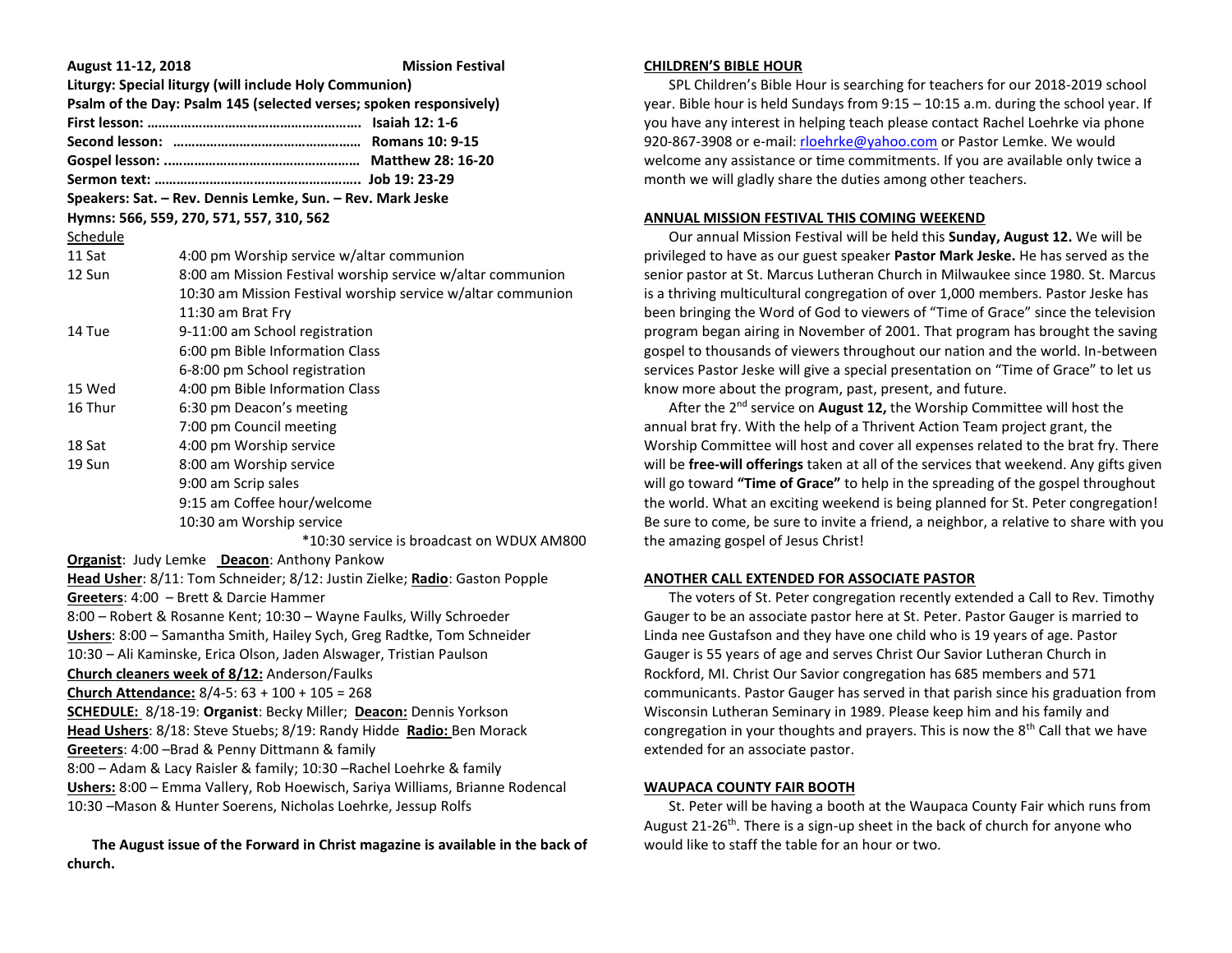**August 11-12, 2018 Mission Festival**

**Liturgy: Special liturgy (will include Holy Communion)**

**Psalm of the Day: Psalm 145 (selected verses; spoken responsively)**

**First lesson: ………………………………………………… Isaiah 12: 1-6**

**Second lesson: …………………………………………… Romans 10: 9-15**

**Gospel lesson: ……………………………………………… Matthew 28: 16-20**

**Sermon text: ………………………………………………. Job 19: 23-29**

**Speakers: Sat. – Rev. Dennis Lemke, Sun. – Rev. Mark Jeske**

**Hymns: 566, 559, 270, 571, 557, 310, 562**

Schedule

| | |
|---|---|
| 11 Sat | 4:00 pm Worship service w/altar communion |
| 12 Sun | 8:00 am Mission Festival worship service w/altar communion |
| | 10:30 am Mission Festival worship service w/altar communion |
| | 11:30 am Brat Fry |
| 14 Tue | 9-11:00 am School registration |
| | 6:00 pm Bible Information Class |
| | 6-8:00 pm School registration |
| 15 Wed | 4:00 pm Bible Information Class |
| 16 Thur | 6:30 pm Deacon's meeting |
| | 7:00 pm Council meeting |
| 18 Sat | 4:00 pm Worship service |
| 19 Sun | 8:00 am Worship service |
| | 9:00 am Scrip sales |
| | 9:15 am Coffee hour/welcome |
| | 10:30 am Worship service |

*10:30 service is broadcast on WDUX AM800

**Organist**: Judy Lemke **Deacon**: Anthony Pankow

**Head Usher**: 8/11: Tom Schneider; 8/12: Justin Zielke; **Radio**: Gaston Popple

**Greeters**: 4:00 – Brett & Darcie Hammer

8:00 – Robert & Rosanne Kent; 10:30 – Wayne Faulks, Willy Schroeder

**Ushers**: 8:00 – Samantha Smith, Hailey Sych, Greg Radtke, Tom Schneider

10:30 – Ali Kaminske, Erica Olson, Jaden Alswager, Tristian Paulson

**Church cleaners week of 8/12:** Anderson/Faulks

**Church Attendance:** 8/4-5: 63 + 100 + 105 = 268

**SCHEDULE:** 8/18-19: **Organist**: Becky Miller; **Deacon:** Dennis Yorkson

**Head Ushers**: 8/18: Steve Stuebs; 8/19: Randy Hidde **Radio:** Ben Morack

**Greeters**: 4:00 –Brad & Penny Dittmann & family

8:00 – Adam & Lacy Raisler & family; 10:30 –Rachel Loehrke & family

**Ushers:** 8:00 – Emma Vallery, Rob Hoewisch, Sariya Williams, Brianne Rodencal

10:30 –Mason & Hunter Soerens, Nicholas Loehrke, Jessup Rolfs

**The August issue of the Forward in Christ magazine is available in the back of church.**

## CHILDREN'S BIBLE HOUR

SPL Children's Bible Hour is searching for teachers for our 2018-2019 school year. Bible hour is held Sundays from 9:15 – 10:15 a.m. during the school year. If you have any interest in helping teach please contact Rachel Loehrke via phone 920-867-3908 or e-mail: rloehrke@yahoo.com or Pastor Lemke. We would welcome any assistance or time commitments. If you are available only twice a month we will gladly share the duties among other teachers.

## ANNUAL MISSION FESTIVAL THIS COMING WEEKEND

Our annual Mission Festival will be held this **Sunday, August 12.** We will be privileged to have as our guest speaker **Pastor Mark Jeske.** He has served as the senior pastor at St. Marcus Lutheran Church in Milwaukee since 1980. St. Marcus is a thriving multicultural congregation of over 1,000 members. Pastor Jeske has been bringing the Word of God to viewers of "Time of Grace" since the television program began airing in November of 2001. That program has brought the saving gospel to thousands of viewers throughout our nation and the world. In-between services Pastor Jeske will give a special presentation on "Time of Grace" to let us know more about the program, past, present, and future.

After the 2nd service on **August 12,** the Worship Committee will host the annual brat fry. With the help of a Thrivent Action Team project grant, the Worship Committee will host and cover all of the expenses related to the brat fry. There will be **free-will offerings** taken at all of the services that weekend. Any gifts given will go toward **"Time of Grace"** to help in the spreading of the gospel throughout the world. What an exciting weekend is being planned for St. Peter congregation! Be sure to come, be sure to invite a friend, a neighbor, a relative to share with you the amazing gospel of Jesus Christ!

## ANOTHER CALL EXTENDED FOR ASSOCIATE PASTOR

The voters of St. Peter congregation recently extended a Call to Rev. Timothy Gauger to be an associate pastor here at St. Peter. Pastor Gauger is married to Linda nee Gustafson and they have one child who is 19 years of age. Pastor Gauger is 55 years of age and serves Christ Our Savior Lutheran Church in Rockford, MI. Christ Our Savior congregation has 685 members and 571 communicants. Pastor Gauger has served in that parish since his graduation from Wisconsin Lutheran Seminary in 1989. Please keep him and his family and congregation in your thoughts and prayers. This is now the 8th Call that we have extended for an associate pastor.

## WAUPACA COUNTY FAIR BOOTH

St. Peter will be having a booth at the Waupaca County Fair which runs from August 21-26th. There is a sign-up sheet in the back of church for anyone who would like to staff the table for an hour or two.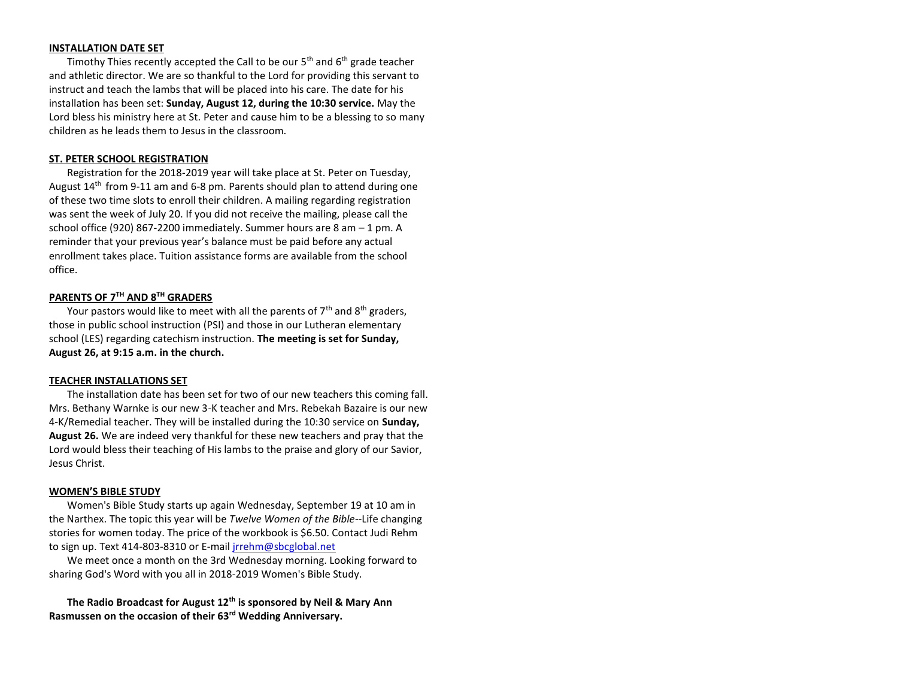**INSTALLATION DATE SET**

Timothy Thies recently accepted the Call to be our 5th and 6th grade teacher and athletic director. We are so thankful to the Lord for providing this servant to instruct and teach the lambs that will be placed into his care. The date for his installation has been set: **Sunday, August 12, during the 10:30 service.** May the Lord bless his ministry here at St. Peter and cause him to be a blessing to so many children as he leads them to Jesus in the classroom.

**ST. PETER SCHOOL REGISTRATION**

Registration for the 2018-2019 year will take place at St. Peter on Tuesday, August 14th from 9-11 am and 6-8 pm. Parents should plan to attend during one of these two time slots to enroll their children. A mailing regarding registration was sent the week of July 20. If you did not receive the mailing, please call the school office (920) 867-2200 immediately. Summer hours are 8 am – 1 pm. A reminder that your previous year's balance must be paid before any actual enrollment takes place. Tuition assistance forms are available from the school office.

**PARENTS OF 7TH AND 8TH GRADERS**

Your pastors would like to meet with all the parents of 7th and 8th graders, those in public school instruction (PSI) and those in our Lutheran elementary school (LES) regarding catechism instruction. **The meeting is set for Sunday, August 26, at 9:15 a.m. in the church.**

**TEACHER INSTALLATIONS SET**

The installation date has been set for two of our new teachers this coming fall. Mrs. Bethany Warnke is our new 3-K teacher and Mrs. Rebekah Bazaire is our new 4-K/Remedial teacher. They will be installed during the 10:30 service on **Sunday, August 26.** We are indeed very thankful for these new teachers and pray that the Lord would bless their teaching of His lambs to the praise and glory of our Savior, Jesus Christ.

**WOMEN'S BIBLE STUDY**

Women's Bible Study starts up again Wednesday, September 19 at 10 am in the Narthex. The topic this year will be *Twelve Women of the Bible*--Life changing stories for women today. The price of the workbook is $6.50. Contact Judi Rehm to sign up. Text 414-803-8310 or E-mail jrrehm@sbcglobal.net

We meet once a month on the 3rd Wednesday morning. Looking forward to sharing God's Word with you all in 2018-2019 Women's Bible Study.

**The Radio Broadcast for August 12th is sponsored by Neil & Mary Ann Rasmussen on the occasion of their 63rd Wedding Anniversary.**